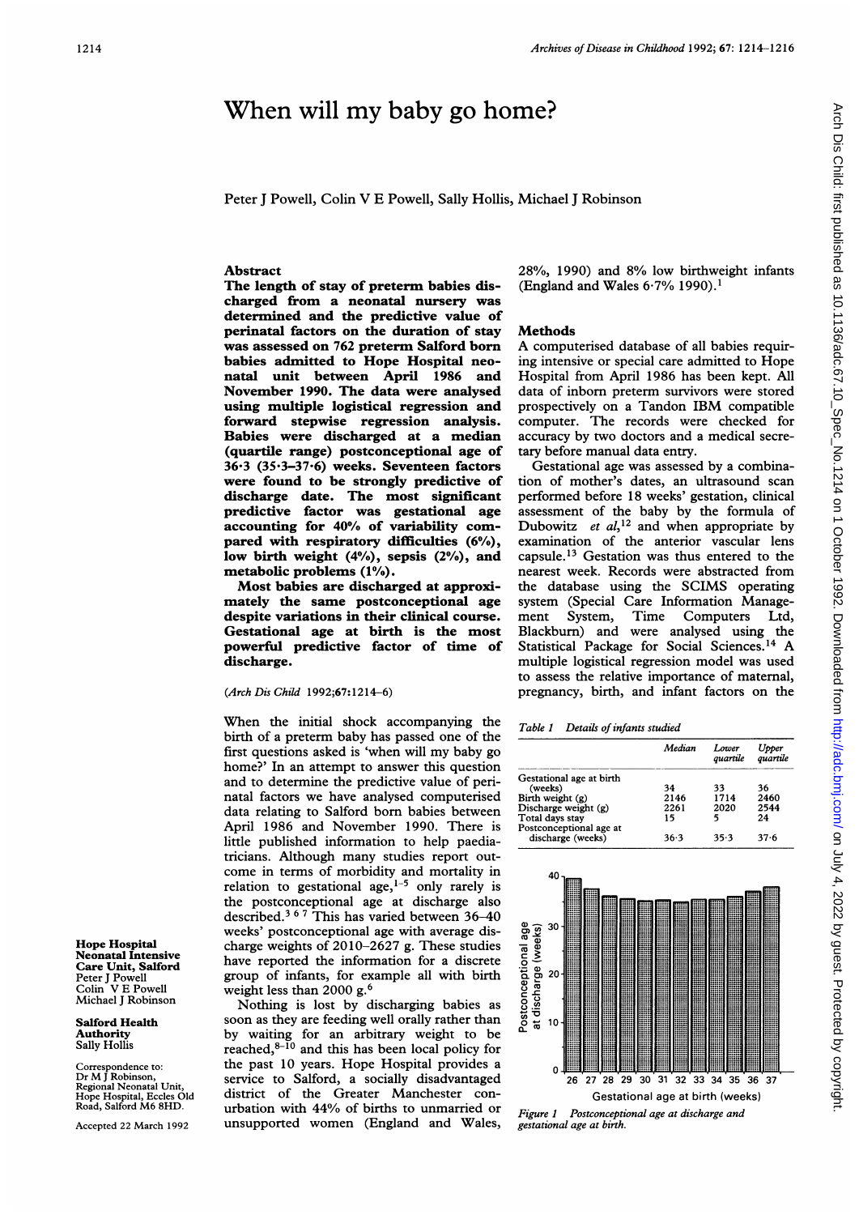# When will my baby go home?

Peter J Powell, Colin V E Powell, Sally Hollis, Michael J Robinson

## Abstract

**The length of stay of preterm babies discharged from a neonatal nursery was determined and the predictive value of perinatal factors on the duration of stay was assessed on 762 preterm Salford born babies admitted to Hope Hospital neonatal unit between April 1986 and November 1990. The data were analysed using multiple logistical regression and forward stepwise regression analysis. Babies were discharged at a median (quartile range) postconceptional age of 36·3 (35·3–37·6) weeks. Seventeen factors were found to be strongly predictive of discharge date. The most significant predictive factor was gestational age accounting for 40% of variability compared with respiratory difficulties (6%), low birth weight (4%), sepsis (2%), and metabolic problems (1%).**

**Most babies are discharged at approximately the same postconceptional age despite variations in their clinical course. Gestational age at birth is the most powerful predictive factor of time of discharge.**

(*Arch Dis Child* 1992;67:1214–6)

When the initial shock accompanying the birth of a preterm baby has passed one of the first questions asked is 'when will my baby go home?' In an attempt to answer this question and to determine the predictive value of perinatal factors we have analysed computerised data relating to Salford born babies between April 1986 and November 1990. There is little published information to help paediatricians. Although many studies report outcome in terms of morbidity and mortality in relation to gestational age,[1–5] only rarely is the postconceptional age at discharge also described.[3 6 7] This has varied between 36–40 weeks' postconceptional age with average discharge weights of 2010–2627 g. These studies have reported the information for a discrete group of infants, for example all with birth weight less than 2000 g.[6]

Nothing is lost by discharging babies as soon as they are feeding well orally rather than by waiting for an arbitrary weight to be reached,[8–10] and this has been local policy for the past 10 years. Hope Hospital provides a service to Salford, a socially disadvantaged district of the Greater Manchester conurbation with 44% of births to unmarried or unsupported women (England and Wales, 28%, 1990) and 8% low birthweight infants (England and Wales 6·7% 1990).[1]

**Hope Hospital Neonatal Intensive Care Unit, Salford**
Peter J Powell
Colin V E Powell
Michael J Robinson

**Salford Health Authority**
Sally Hollis

Correspondence to: Dr M J Robinson, Regional Neonatal Unit, Hope Hospital, Eccles Old Road, Salford M6 8HD.

Accepted 22 March 1992

## Methods

A computerised database of all babies requiring intensive or special care admitted to Hope Hospital from April 1986 has been kept. All data of inborn preterm survivors were stored prospectively on a Tandon IBM compatible computer. The records were checked for accuracy by two doctors and a medical secretary before manual data entry.

Gestational age was assessed by a combination of mother's dates, an ultrasound scan performed before 18 weeks' gestation, clinical assessment of the baby by the formula of Dubowitz *et al*,[12] and when appropriate by examination of the anterior vascular lens capsule.[13] Gestation was thus entered to the nearest week. Records were abstracted from the database using the SCIMS operating system (Special Care Information Management System, Time Computers Ltd, Blackburn) and were analysed using the Statistical Package for Social Sciences.[14] A multiple logistical regression model was used to assess the relative importance of maternal, pregnancy, birth, and infant factors on the

*Table 1 Details of infants studied*

| | Median | Lower quartile | Upper quartile |
|---|---|---|---|
| Gestational age at birth (weeks) | 34 | 33 | 36 |
| Birth weight (g) | 2146 | 1714 | 2460 |
| Discharge weight (g) | 2261 | 2020 | 2544 |
| Total days stay | 15 | 5 | 24 |
| Postconceptional age at discharge (weeks) | 36·3 | 35·3 | 37·6 |

*Figure 1 Postconceptional age at discharge and gestational age at birth.*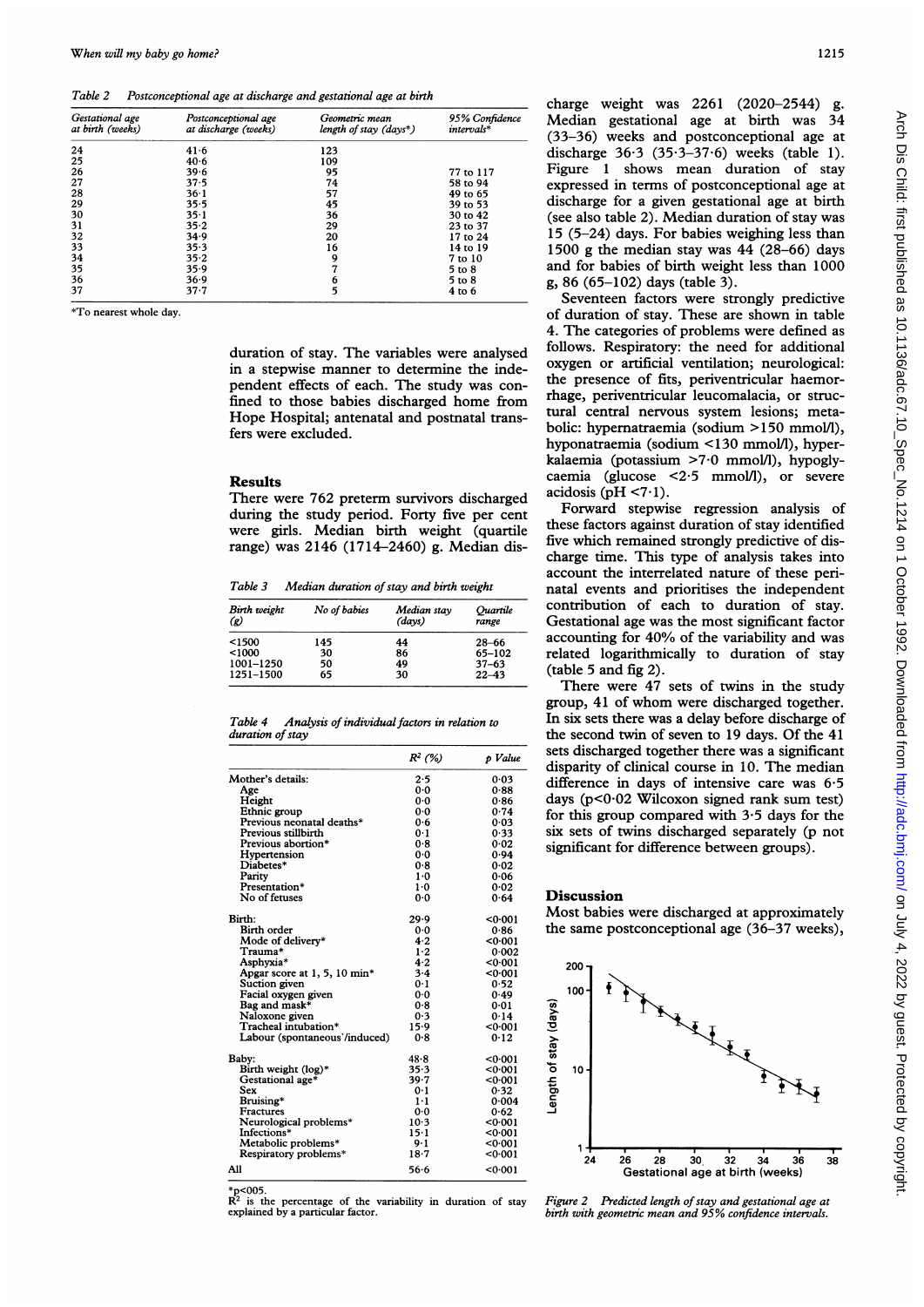Table 2 *Postconceptional age at discharge and gestational age at birth*

| Gestational age at birth (weeks) | Postconceptional age at discharge (weeks) | Geometric mean length of stay (days*) | 95% Confidence intervals* |
|---|---|---|---|
| 24 | 41·6 | 123 | |
| 25 | 40·6 | 109 | |
| 26 | 39·6 | 95 | 77 to 117 |
| 27 | 37·5 | 74 | 58 to 94 |
| 28 | 36·1 | 57 | 49 to 65 |
| 29 | 35·5 | 45 | 39 to 53 |
| 30 | 35·1 | 36 | 30 to 42 |
| 31 | 35·2 | 29 | 23 to 37 |
| 32 | 34·9 | 20 | 17 to 24 |
| 33 | 35·3 | 16 | 14 to 19 |
| 34 | 35·2 | 9 | 7 to 10 |
| 35 | 35·9 | 7 | 5 to 8 |
| 36 | 36·9 | 6 | 5 to 8 |
| 37 | 37·7 | 5 | 4 to 6 |

*To nearest whole day.

duration of stay. The variables were analysed in a stepwise manner to determine the independent effects of each. The study was confined to those babies discharged home from Hope Hospital; antenatal and postnatal transfers were excluded.

## Results

There were 762 preterm survivors discharged during the study period. Forty five per cent were girls. Median birth weight (quartile range) was 2146 (1714–2460) g. Median discharge weight was 2261 (2020–2544) g. Median gestational age at birth was 34 (33–36) weeks and postconceptional age at discharge 36·3 (35·3–37·6) weeks (table 1). Figure 1 shows mean duration of stay expressed in terms of postconceptional age at discharge for a given gestational age at birth (see also table 2). Median duration of stay was 15 (5–24) days. For babies weighing less than 1500 g the median stay was 44 (28–66) days and for babies of birth weight less than 1000 g, 86 (65–102) days (table 3).

Table 3 *Median duration of stay and birth weight*

| Birth weight (g) | No of babies | Median stay (days) | Quartile range |
|---|---|---|---|
| <1500 | 145 | 44 | 28–66 |
| <1000 | 30 | 86 | 65–102 |
| 1001–1250 | 50 | 49 | 37–63 |
| 1251–1500 | 65 | 30 | 22–43 |

Table 4 *Analysis of individual factors in relation to duration of stay*

| | $R^2$ (%) | p Value |
|---|---|---|
| Mother's details: | 2·5 | 0·03 |
| Age | 0·0 | 0·88 |
| Height | 0·0 | 0·86 |
| Ethnic group | 0·0 | 0·74 |
| Previous neonatal deaths* | 0·6 | 0·03 |
| Previous stillbirth | 0·1 | 0·33 |
| Previous abortion* | 0·8 | 0·02 |
| Hypertension | 0·0 | 0·94 |
| Diabetes* | 0·8 | 0·02 |
| Parity | 1·0 | 0·06 |
| Presentation* | 1·0 | 0·02 |
| No of fetuses | 0·0 | 0·64 |
| Birth: | 29·9 | <0·001 |
| Birth order | 0·0 | 0·86 |
| Mode of delivery* | 4·2 | <0·001 |
| Trauma* | 1·2 | 0·002 |
| Asphyxia* | 4·2 | <0·001 |
| Apgar score at 1, 5, 10 min* | 3·4 | <0·001 |
| Suction given | 0·1 | 0·52 |
| Facial oxygen given | 0·0 | 0·49 |
| Bag and mask* | 0·8 | 0·01 |
| Naloxone given | 0·3 | 0·14 |
| Tracheal intubation* | 15·9 | <0·001 |
| Labour (spontaneous/induced) | 0·8 | 0·12 |
| Baby: | 48·8 | <0·001 |
| Birth weight (log)* | 35·3 | <0·001 |
| Gestational age* | 39·7 | <0·001 |
| Sex | 0·1 | 0·32 |
| Bruising* | 1·1 | 0·004 |
| Fractures | 0·0 | 0·62 |
| Neurological problems* | 10·3 | <0·001 |
| Infections* | 15·1 | <0·001 |
| Metabolic problems* | 9·1 | <0·001 |
| Respiratory problems* | 18·7 | <0·001 |
| All | 56·6 | <0·001 |

*$p<0.05$.
$R^2$ is the percentage of the variability in duration of stay explained by a particular factor.

Seventeen factors were strongly predictive of duration of stay. These are shown in table 4. The categories of problems were defined as follows. Respiratory: the need for additional oxygen or artificial ventilation; neurological: the presence of fits, periventricular haemorrhage, periventricular leucomalacia, or structural central nervous system lesions; metabolic: hypernatraemia (sodium >150 mmol/l), hyponatraemia (sodium <130 mmol/l), hyperkalaemia (potassium >7·0 mmol/l), hypoglycaemia (glucose <2·5 mmol/l), or severe acidosis (pH <7·1).

Forward stepwise regression analysis of these factors against duration of stay identified five which remained strongly predictive of discharge time. This type of analysis takes into account the interrelated nature of these perinatal events and prioritises the independent contribution of each to duration of stay. Gestational age was the most significant factor accounting for 40% of the variability and was related logarithmically to duration of stay (table 5 and fig 2).

There were 47 sets of twins in the study group, 41 of whom were discharged together. In six sets there was a delay before discharge of the second twin of seven to 19 days. Of the 41 sets discharged together there was a significant disparity of clinical course in 10. The median difference in days of intensive care was 6·5 days ($p<0.02$ Wilcoxon signed rank sum test) for this group compared with 3·5 days for the six sets of twins discharged separately (p not significant for difference between groups).

## Discussion

Most babies were discharged at approximately the same postconceptional age (36–37 weeks),

Figure 2 *Predicted length of stay and gestational age at birth with geometric mean and 95% confidence intervals.*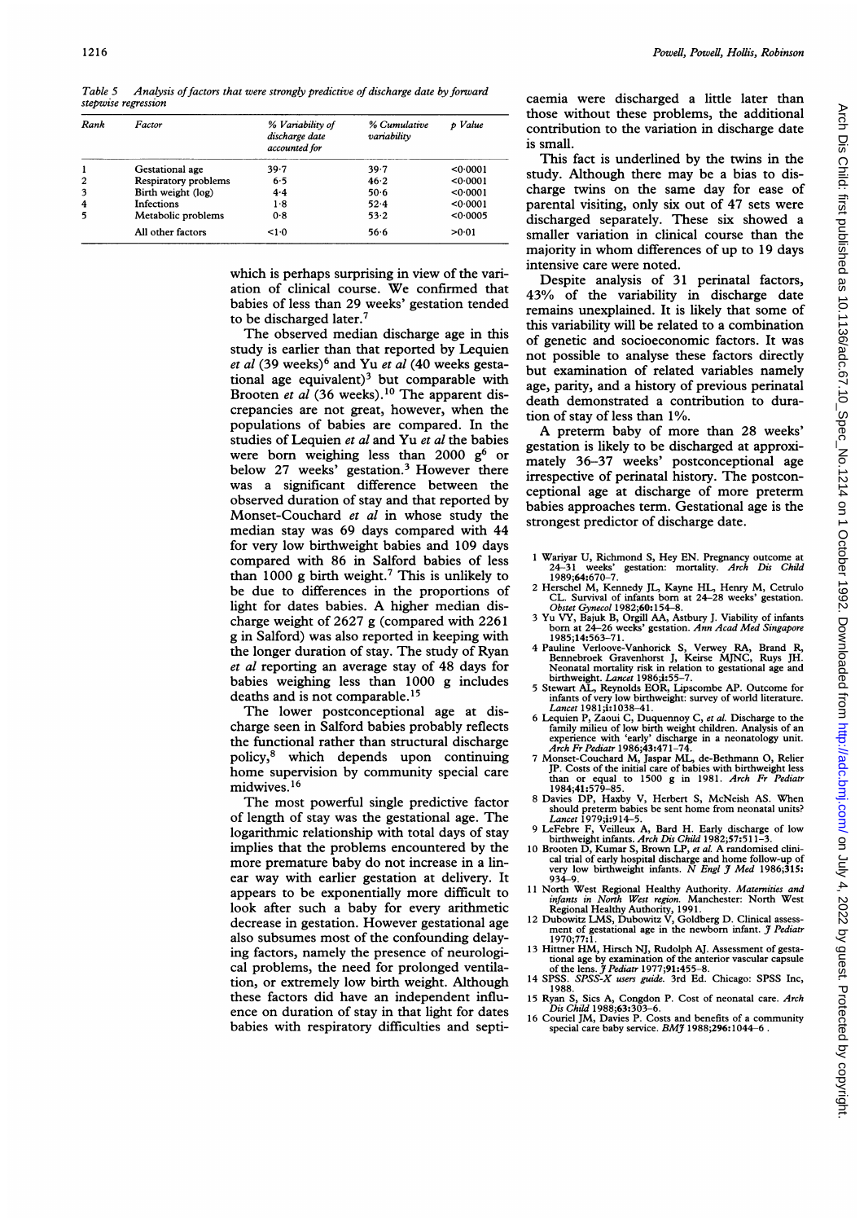Table 5 Analysis of factors that were strongly predictive of discharge date by forward stepwise regression

| Rank | Factor | % Variability of discharge date accounted for | % Cumulative variability | p Value |
|---|---|---|---|---|
| 1 | Gestational age | 39·7 | 39·7 | <0·0001 |
| 2 | Respiratory problems | 6·5 | 46·2 | <0·0001 |
| 3 | Birth weight (log) | 4·4 | 50·6 | <0·0001 |
| 4 | Infections | 1·8 | 52·4 | <0·0001 |
| 5 | Metabolic problems | 0·8 | 53·2 | <0·0005 |
| | All other factors | <1·0 | 56·6 | >0·01 |

which is perhaps surprising in view of the variation of clinical course. We confirmed that babies of less than 29 weeks' gestation tended to be discharged later.[7]

The observed median discharge age in this study is earlier than that reported by Lequien *et al* (39 weeks)[6] and Yu *et al* (40 weeks gestational age equivalent)[3] but comparable with Brooten *et al* (36 weeks).[10] The apparent discrepancies are not great, however, when the populations of babies are compared. In the studies of Lequien *et al* and Yu *et al* the babies were born weighing less than 2000 g[6] or below 27 weeks' gestation.[3] However there was a significant difference between the observed duration of stay and that reported by Monset-Couchard *et al* in whose study the median stay was 69 days compared with 44 for very low birthweight babies and 109 days compared with 86 in Salford babies of less than 1000 g birth weight.[7] This is unlikely to be due to differences in the proportions of light for dates babies. A higher median discharge weight of 2627 g (compared with 2261 g in Salford) was also reported in keeping with the longer duration of stay. The study of Ryan *et al* reporting an average stay of 48 days for babies weighing less than 1000 g includes deaths and is not comparable.[15]

The lower postconceptional age at discharge seen in Salford babies probably reflects the functional rather than structural discharge policy,[8] which depends upon continuing home supervision by community special care midwives.[16]

The most powerful single predictive factor of length of stay was the gestational age. The logarithmic relationship with total days of stay implies that the problems encountered by the more premature baby do not increase in a linear way with earlier gestation at delivery. It appears to be exponentially more difficult to look after such a baby for every arithmetic decrease in gestation. However gestational age also subsumes most of the confounding delaying factors, namely the presence of neurological problems, the need for prolonged ventilation, or extremely low birth weight. Although these factors did have an independent influence on duration of stay in that light for dates babies with respiratory difficulties and septicaemia were discharged a little later than those without these problems, the additional contribution to the variation in discharge date is small.

This fact is underlined by the twins in the study. Although there may be a bias to discharge twins on the same day for ease of parental visiting, only six out of 47 sets were discharged separately. These six showed a smaller variation in clinical course than the majority in whom differences of up to 19 days intensive care were noted.

Despite analysis of 31 perinatal factors, 43% of the variability in discharge date remains unexplained. It is likely that some of this variability will be related to a combination of genetic and socioeconomic factors. It was not possible to analyse these factors directly but examination of related variables namely age, parity, and a history of previous perinatal death demonstrated a contribution to duration of stay of less than 1%.

A preterm baby of more than 28 weeks' gestation is likely to be discharged at approximately 36–37 weeks' postconceptional age irrespective of perinatal history. The postconceptional age at discharge of more preterm babies approaches term. Gestational age is the strongest predictor of discharge date.

1 Wariyar U, Richmond S, Hey EN. Pregnancy outcome at 24–31 weeks' gestation: mortality. *Arch Dis Child* 1989;**64**:670–7.
2 Herschel M, Kennedy JL, Kayne HL, Henry M, Cetrulo CL. Survival of infants born at 24–28 weeks' gestation. *Obstet Gynecol* 1982;**60**:154–8.
3 Yu VY, Bajuk B, Orgill AA, Astbury J. Viability of infants born at 24–26 weeks' gestation. *Ann Acad Med Singapore* 1985;**14**:563–71.
4 Pauline Verloove-Vanhorick S, Verwey RA, Brand R, Bennebroek Gravenhorst J, Keirse MJNC, Ruys JH. Neonatal mortality risk in relation to gestational age and birthweight. *Lancet* 1986;**i**:55–7.
5 Stewart AL, Reynolds EOR, Lipscombe AP. Outcome for infants of very low birthweight: survey of world literature. *Lancet* 1981;**i**:1038–41.
6 Lequien P, Zaoui C, Duquennoy C, *et al*. Discharge to the family milieu of low birth weight children. Analysis of an experience with 'early' discharge in a neonatology unit. *Arch Fr Pediatr* 1986;**43**:471–74.
7 Monset-Couchard M, Jaspar ML, de-Bethmann O, Relier JP. Costs of the initial care of babies with birthweight less than or equal to 1500 g in 1981. *Arch Fr Pediatr* 1984;**41**:579–85.
8 Davies DP, Haxby V, Herbert S, McNeish AS. When should preterm babies be sent home from neonatal units? *Lancet* 1979;**i**:914–5.
9 LeFebre F, Veilleux A, Bard H. Early discharge of low birthweight infants. *Arch Dis Child* 1982;**57**:511–3.
10 Brooten D, Kumar S, Brown LP, *et al*. A randomised clinical trial of early hospital discharge and home follow-up of very low birthweight infants. *N Engl J Med* 1986;**315**:934–9.
11 North West Regional Healthy Authority. *Maternities and infants in North West region.* Manchester: North West Regional Healthy Authority, 1991.
12 Dubowitz LMS, Dubowitz V, Goldberg D. Clinical assessment of gestational age in the newborn infant. *J Pediatr* 1970;**77**:1.
13 Hittner HM, Hirsch NJ, Rudolph AJ. Assessment of gestational age by examination of the anterior vascular capsule of the lens. *J Pediatr* 1977;**91**:455–8.
14 SPSS. *SPSS-X users guide.* 3rd Ed. Chicago: SPSS Inc, 1988.
15 Ryan S, Sics A, Congdon P. Cost of neonatal care. *Arch Dis Child* 1988;**63**:303–6.
16 Couriel JM, Davies P. Costs and benefits of a community special care baby service. *BMJ* 1988;**296**:1044–6 .